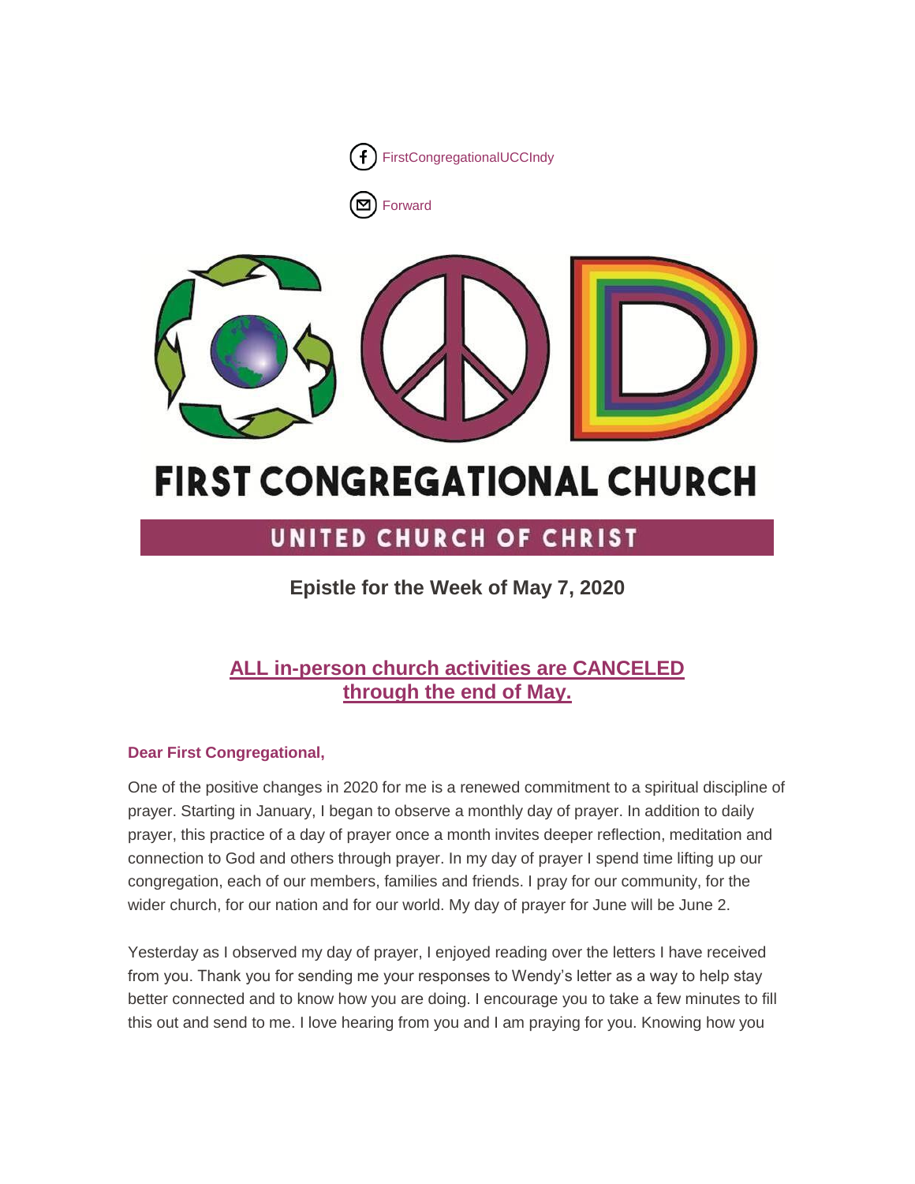FirstCongregationalUCCIndy

Forward

# FIRST CONGREGATIONAL CHURCH

## UNITED CHURCH OF CHRIST

### Epistle for the Week of May 7, 2020

## ALL in-person church activities are CANCELED through the end of May.

**Dear First Congregational,**

One of the positive changes in 2020 for me is a renewed commitment to a spiritual discipline of prayer. Starting in January, I began to observe a monthly day of prayer. In addition to daily prayer, this practice of a day of prayer once a month invites deeper reflection, meditation and connection to God and others through prayer. In my day of prayer I spend time lifting up our congregation, each of our members, families and friends. I pray for our community, for the wider church, for our nation and for our world. My day of prayer for June will be June 2.

Yesterday as I observed my day of prayer, I enjoyed reading over the letters I have received from you. Thank you for sending me your responses to Wendy's letter as a way to help stay better connected and to know how you are doing. I encourage you to take a few minutes to fill this out and send to me. I love hearing from you and I am praying for you. Knowing how you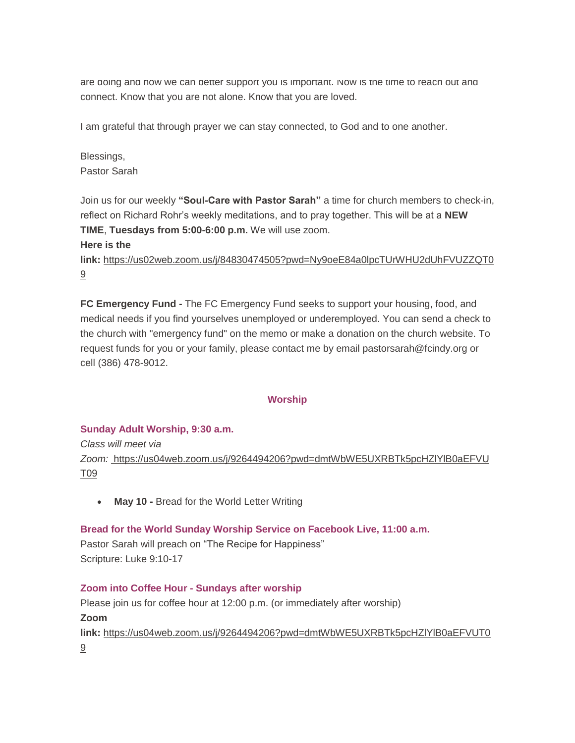are doing and how we can better support you is important. Now is the time to reach out and connect. Know that you are not alone. Know that you are loved.

I am grateful that through prayer we can stay connected, to God and to one another.

Blessings,
Pastor Sarah

Join us for our weekly **"Soul-Care with Pastor Sarah"** a time for church members to check-in, reflect on Richard Rohr's weekly meditations, and to pray together. This will be at a **NEW TIME**, **Tuesdays from 5:00-6:00 p.m.** We will use zoom.
**Here is the link:** https://us02web.zoom.us/j/84830474505?pwd=Ny9oeE84a0lpcTUrWHU2dUhFVUZZQT09

**FC Emergency Fund -** The FC Emergency Fund seeks to support your housing, food, and medical needs if you find yourselves unemployed or underemployed. You can send a check to the church with "emergency fund" on the memo or make a donation on the church website. To request funds for you or your family, please contact me by email pastorsarah@fcindy.org or cell (386) 478-9012.

## Worship

### Sunday Adult Worship, 9:30 a.m.

*Class will meet via Zoom:* https://us04web.zoom.us/j/9264494206?pwd=dmtWbWE5UXRBTk5pcHZlYlB0aEFVUT09

- **May 10 -** Bread for the World Letter Writing

### Bread for the World Sunday Worship Service on Facebook Live, 11:00 a.m.

Pastor Sarah will preach on "The Recipe for Happiness"
Scripture: Luke 9:10-17

### Zoom into Coffee Hour - Sundays after worship

Please join us for coffee hour at 12:00 p.m. (or immediately after worship)
**Zoom link:** https://us04web.zoom.us/j/9264494206?pwd=dmtWbWE5UXRBTk5pcHZlYlB0aEFVUT09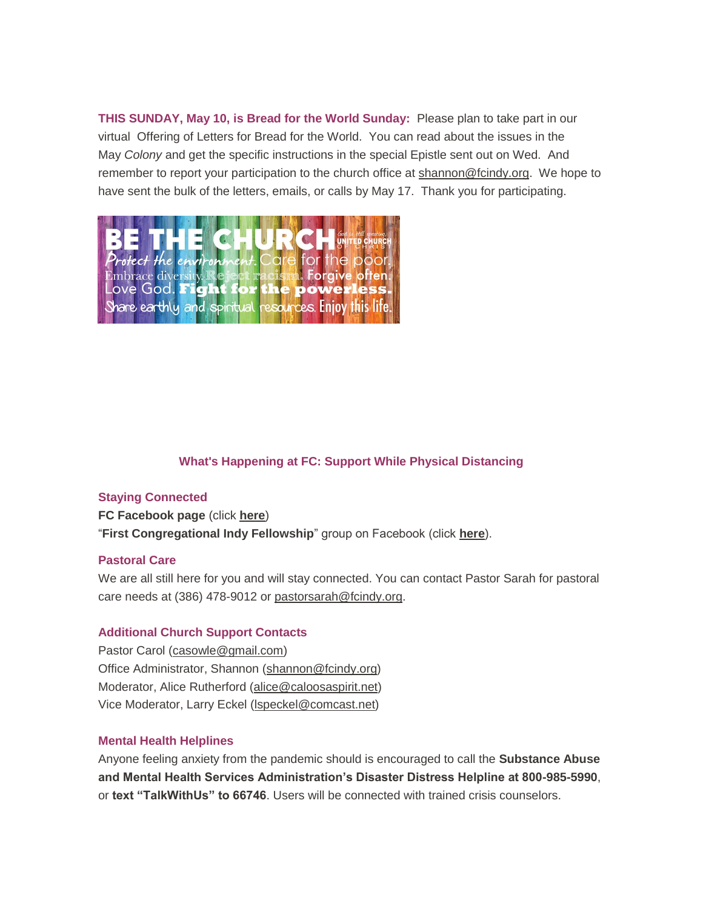**THIS SUNDAY, May 10, is Bread for the World Sunday:** Please plan to take part in our virtual Offering of Letters for Bread for the World. You can read about the issues in the May *Colony* and get the specific instructions in the special Epistle sent out on Wed. And remember to report your participation to the church office at shannon@fcindy.org. We hope to have sent the bulk of the letters, emails, or calls by May 17. Thank you for participating.

### What's Happening at FC: Support While Physical Distancing

#### Staying Connected

**FC Facebook page** (click **here**)
"**First Congregational Indy Fellowship**" group on Facebook (click **here**).

#### Pastoral Care

We are all still here for you and will stay connected. You can contact Pastor Sarah for pastoral care needs at (386) 478-9012 or pastorsarah@fcindy.org.

#### Additional Church Support Contacts

Pastor Carol (casowle@gmail.com)
Office Administrator, Shannon (shannon@fcindy.org)
Moderator, Alice Rutherford (alice@caloosaspirit.net)
Vice Moderator, Larry Eckel (lspeckel@comcast.net)

#### Mental Health Helplines

Anyone feeling anxiety from the pandemic should is encouraged to call the **Substance Abuse and Mental Health Services Administration's Disaster Distress Helpline at 800-985-5990**, or **text "TalkWithUs" to 66746**. Users will be connected with trained crisis counselors.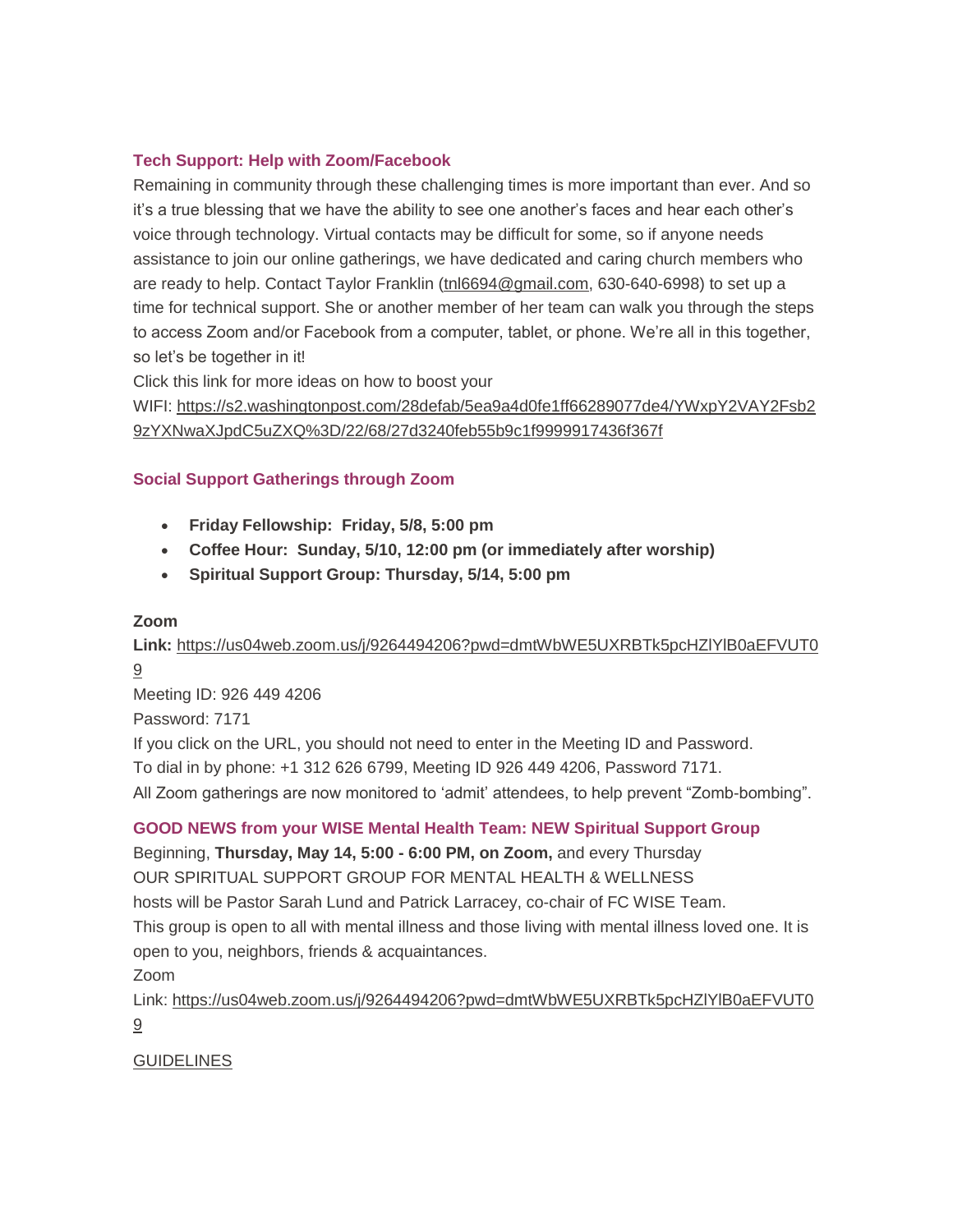### Tech Support: Help with Zoom/Facebook

Remaining in community through these challenging times is more important than ever. And so it's a true blessing that we have the ability to see one another's faces and hear each other's voice through technology. Virtual contacts may be difficult for some, so if anyone needs assistance to join our online gatherings, we have dedicated and caring church members who are ready to help. Contact Taylor Franklin (tnl6694@gmail.com, 630-640-6998) to set up a time for technical support. She or another member of her team can walk you through the steps to access Zoom and/or Facebook from a computer, tablet, or phone. We're all in this together, so let's be together in it!

Click this link for more ideas on how to boost your WIFI: https://s2.washingtonpost.com/28defab/5ea9a4d0fe1ff66289077de4/YWxpY2VAY2Fsb29zYXNwaXJpdC5uZXQ%3D/22/68/27d3240feb55b9c1f9999917436f367f

### Social Support Gatherings through Zoom

- **Friday Fellowship: Friday, 5/8, 5:00 pm**
- **Coffee Hour: Sunday, 5/10, 12:00 pm (or immediately after worship)**
- **Spiritual Support Group: Thursday, 5/14, 5:00 pm**

**Zoom**

**Link:** https://us04web.zoom.us/j/9264494206?pwd=dmtWbWE5UXRBTk5pcHZlYlB0aEFVUT09

Meeting ID: 926 449 4206

Password: 7171

If you click on the URL, you should not need to enter in the Meeting ID and Password.

To dial in by phone: +1 312 626 6799, Meeting ID 926 449 4206, Password 7171.

All Zoom gatherings are now monitored to 'admit' attendees, to help prevent "Zomb-bombing".

### GOOD NEWS from your WISE Mental Health Team: NEW Spiritual Support Group

Beginning, **Thursday, May 14, 5:00 - 6:00 PM, on Zoom,** and every Thursday

OUR SPIRITUAL SUPPORT GROUP FOR MENTAL HEALTH & WELLNESS

hosts will be Pastor Sarah Lund and Patrick Larracey, co-chair of FC WISE Team.

This group is open to all with mental illness and those living with mental illness loved one. It is open to you, neighbors, friends & acquaintances.

Zoom

Link: https://us04web.zoom.us/j/9264494206?pwd=dmtWbWE5UXRBTk5pcHZlYlB0aEFVUT09

GUIDELINES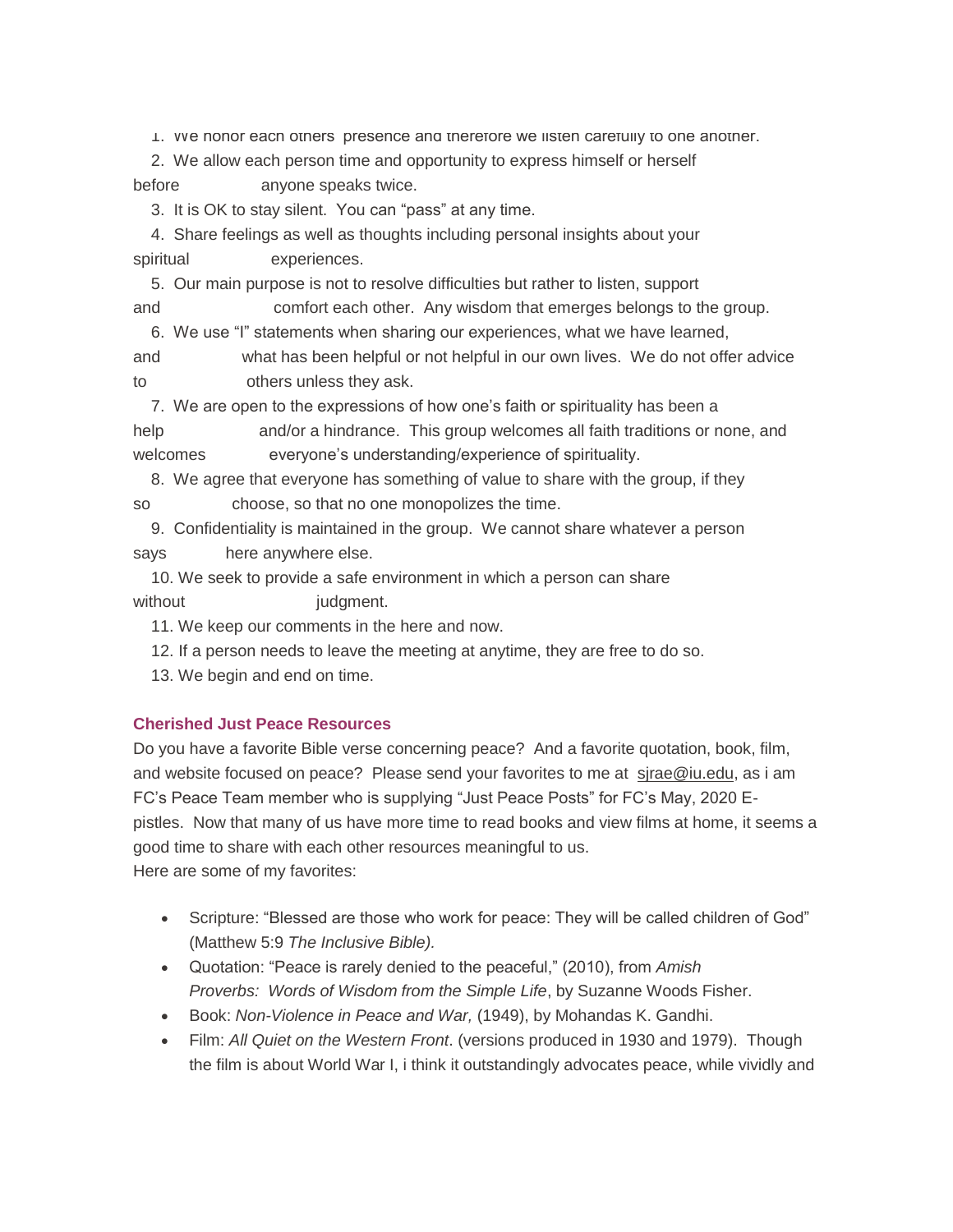1. We honor each others' presence and therefore we listen carefully to one another.
2. We allow each person time and opportunity to express himself or herself before anyone speaks twice.
3. It is OK to stay silent. You can "pass" at any time.
4. Share feelings as well as thoughts including personal insights about your spiritual experiences.
5. Our main purpose is not to resolve difficulties but rather to listen, support and comfort each other. Any wisdom that emerges belongs to the group.
6. We use "I" statements when sharing our experiences, what we have learned, and what has been helpful or not helpful in our own lives. We do not offer advice to others unless they ask.
7. We are open to the expressions of how one's faith or spirituality has been a help and/or a hindrance. This group welcomes all faith traditions or none, and welcomes everyone's understanding/experience of spirituality.
8. We agree that everyone has something of value to share with the group, if they so choose, so that no one monopolizes the time.
9. Confidentiality is maintained in the group. We cannot share whatever a person says here anywhere else.
10. We seek to provide a safe environment in which a person can share without judgment.
11. We keep our comments in the here and now.
12. If a person needs to leave the meeting at anytime, they are free to do so.
13. We begin and end on time.

**Cherished Just Peace Resources**

Do you have a favorite Bible verse concerning peace? And a favorite quotation, book, film, and website focused on peace? Please send your favorites to me at sjrae@iu.edu, as i am FC's Peace Team member who is supplying "Just Peace Posts" for FC's May, 2020 E-pistles. Now that many of us have more time to read books and view films at home, it seems a good time to share with each other resources meaningful to us.
Here are some of my favorites:

- Scripture: "Blessed are those who work for peace: They will be called children of God" (Matthew 5:9 *The Inclusive Bible).*
- Quotation: "Peace is rarely denied to the peaceful," (2010), from *Amish Proverbs: Words of Wisdom from the Simple Life*, by Suzanne Woods Fisher.
- Book: *Non-Violence in Peace and War,* (1949), by Mohandas K. Gandhi.
- Film: *All Quiet on the Western Front*. (versions produced in 1930 and 1979). Though the film is about World War I, i think it outstandingly advocates peace, while vividly and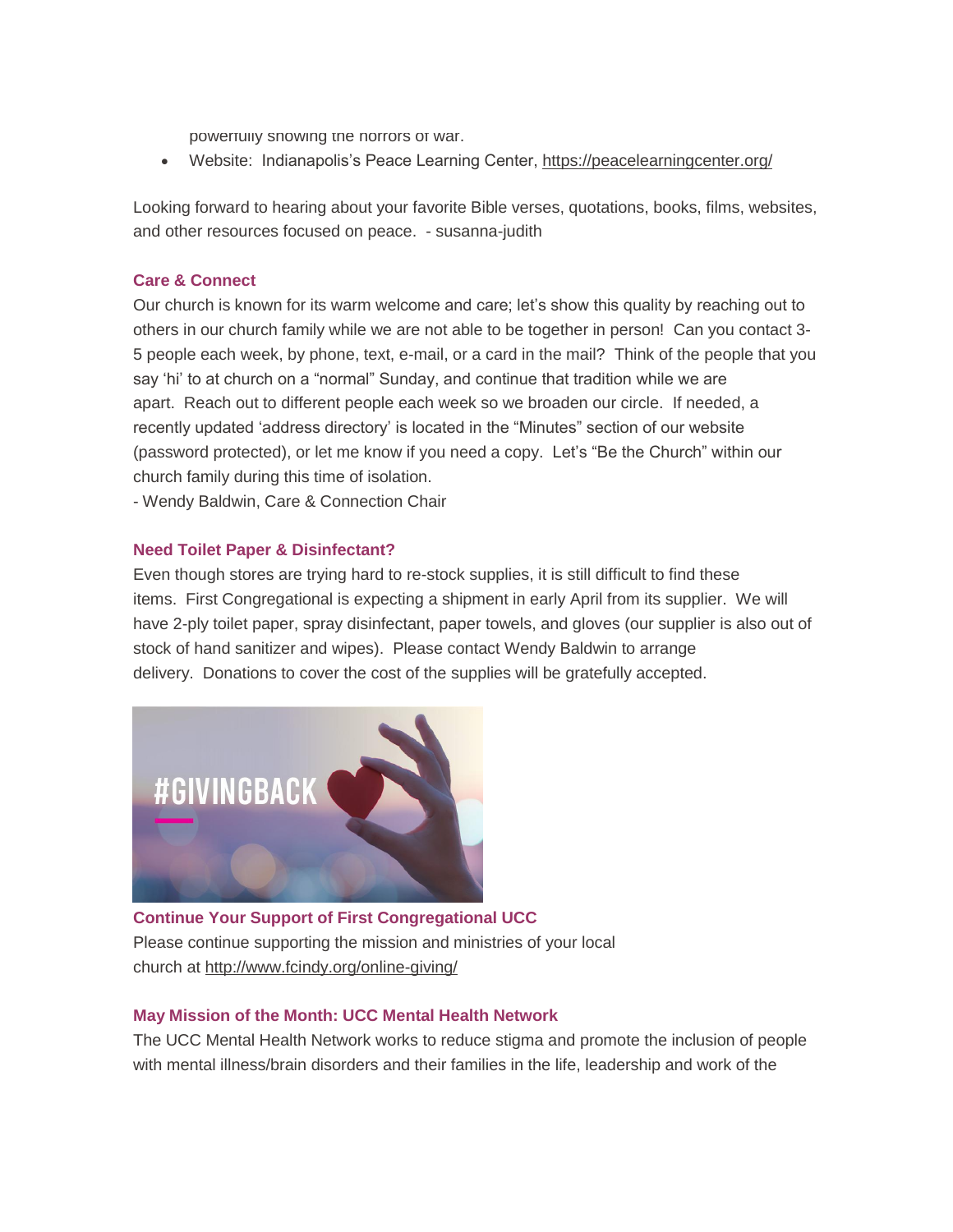powerfully showing the horrors of war.

- Website: Indianapolis's Peace Learning Center, https://peacelearningcenter.org/

Looking forward to hearing about your favorite Bible verses, quotations, books, films, websites, and other resources focused on peace. - susanna-judith

### Care & Connect

Our church is known for its warm welcome and care; let's show this quality by reaching out to others in our church family while we are not able to be together in person! Can you contact 3-5 people each week, by phone, text, e-mail, or a card in the mail? Think of the people that you say 'hi' to at church on a "normal" Sunday, and continue that tradition while we are apart. Reach out to different people each week so we broaden our circle. If needed, a recently updated 'address directory' is located in the "Minutes" section of our website (password protected), or let me know if you need a copy. Let's "Be the Church" within our church family during this time of isolation.

- Wendy Baldwin, Care & Connection Chair

### Need Toilet Paper & Disinfectant?

Even though stores are trying hard to re-stock supplies, it is still difficult to find these items. First Congregational is expecting a shipment in early April from its supplier. We will have 2-ply toilet paper, spray disinfectant, paper towels, and gloves (our supplier is also out of stock of hand sanitizer and wipes). Please contact Wendy Baldwin to arrange delivery. Donations to cover the cost of the supplies will be gratefully accepted.

#GIVINGBACK

### Continue Your Support of First Congregational UCC

Please continue supporting the mission and ministries of your local church at http://www.fcindy.org/online-giving/

### May Mission of the Month: UCC Mental Health Network

The UCC Mental Health Network works to reduce stigma and promote the inclusion of people with mental illness/brain disorders and their families in the life, leadership and work of the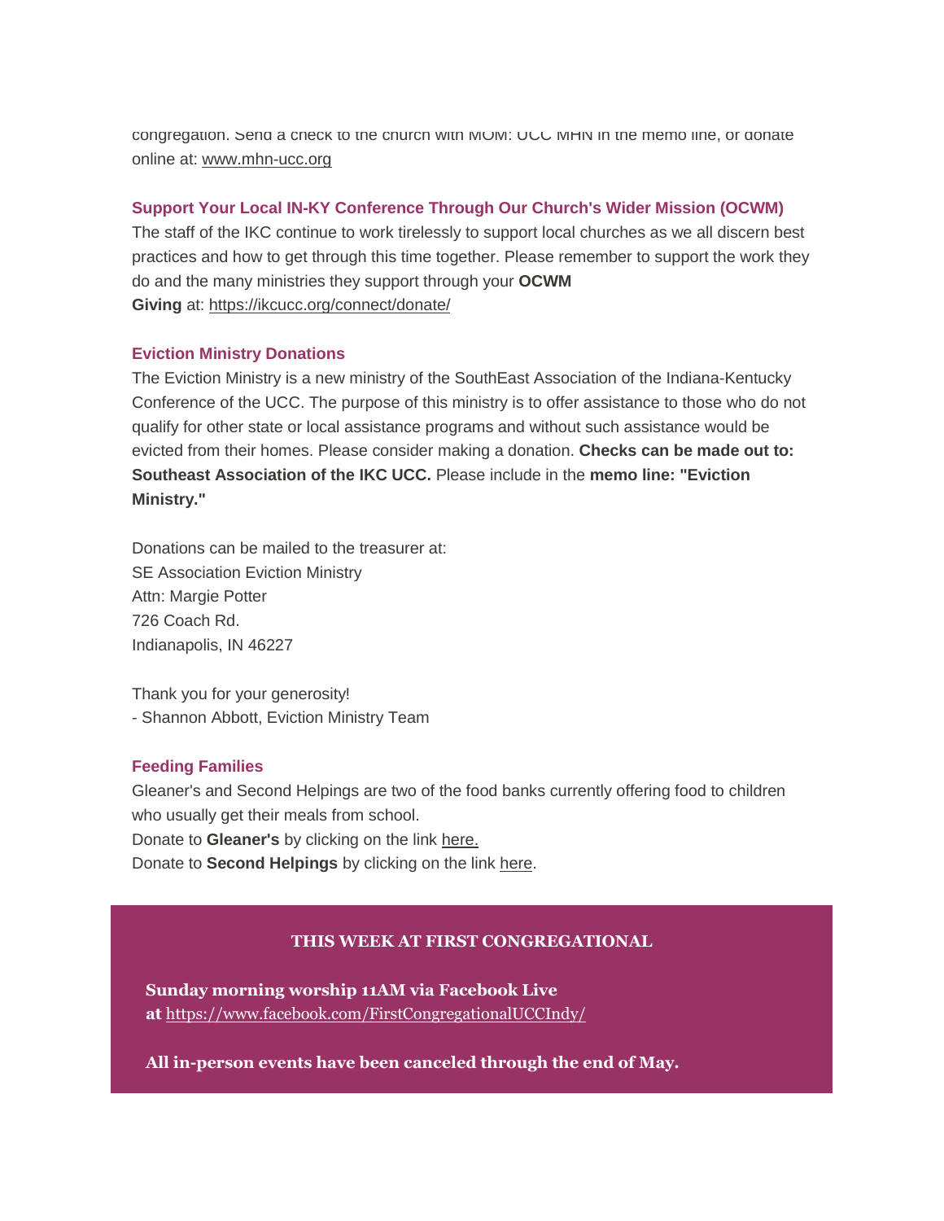congregation. Send a check to the church with MOM: UCC MHN in the memo line, or donate online at: www.mhn-ucc.org

### Support Your Local IN-KY Conference Through Our Church's Wider Mission (OCWM)

The staff of the IKC continue to work tirelessly to support local churches as we all discern best practices and how to get through this time together. Please remember to support the work they do and the many ministries they support through your **OCWM Giving** at: https://ikcucc.org/connect/donate/

### Eviction Ministry Donations

The Eviction Ministry is a new ministry of the SouthEast Association of the Indiana-Kentucky Conference of the UCC. The purpose of this ministry is to offer assistance to those who do not qualify for other state or local assistance programs and without such assistance would be evicted from their homes. Please consider making a donation. **Checks can be made out to: Southeast Association of the IKC UCC.** Please include in the **memo line: "Eviction Ministry."**

Donations can be mailed to the treasurer at:
SE Association Eviction Ministry
Attn: Margie Potter
726 Coach Rd.
Indianapolis, IN 46227

Thank you for your generosity!
- Shannon Abbott, Eviction Ministry Team

### Feeding Families

Gleaner's and Second Helpings are two of the food banks currently offering food to children who usually get their meals from school.
Donate to **Gleaner's** by clicking on the link here.
Donate to **Second Helpings** by clicking on the link here.

## THIS WEEK AT FIRST CONGREGATIONAL

**Sunday morning worship 11AM via Facebook Live at** https://www.facebook.com/FirstCongregationalUCCIndy/

**All in-person events have been canceled through the end of May.**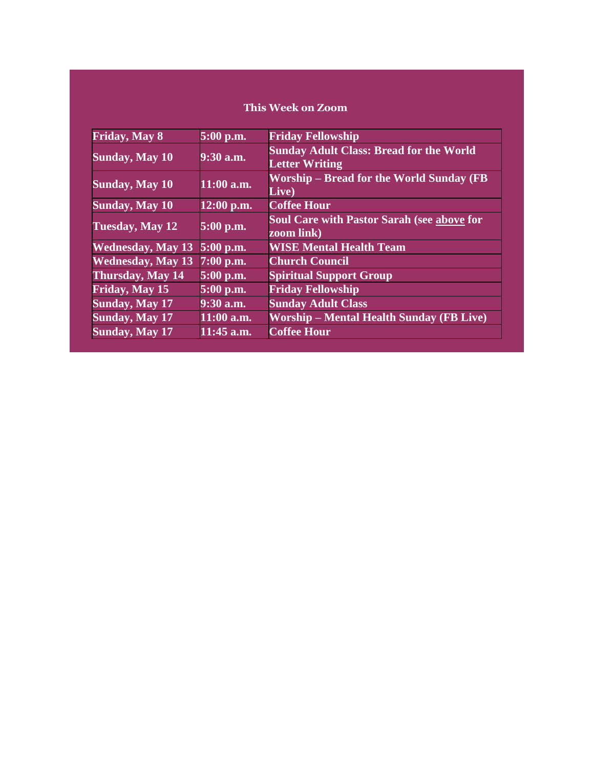## This Week on Zoom

| | | |
|---|---|---|
| **Friday, May 8** | **5:00 p.m.** | **Friday Fellowship** |
| **Sunday, May 10** | **9:30 a.m.** | **Sunday Adult Class: Bread for the World Letter Writing** |
| **Sunday, May 10** | **11:00 a.m.** | **Worship – Bread for the World Sunday (FB Live)** |
| **Sunday, May 10** | **12:00 p.m.** | **Coffee Hour** |
| **Tuesday, May 12** | **5:00 p.m.** | **Soul Care with Pastor Sarah (see above for zoom link)** |
| **Wednesday, May 13** | **5:00 p.m.** | **WISE Mental Health Team** |
| **Wednesday, May 13** | **7:00 p.m.** | **Church Council** |
| **Thursday, May 14** | **5:00 p.m.** | **Spiritual Support Group** |
| **Friday, May 15** | **5:00 p.m.** | **Friday Fellowship** |
| **Sunday, May 17** | **9:30 a.m.** | **Sunday Adult Class** |
| **Sunday, May 17** | **11:00 a.m.** | **Worship – Mental Health Sunday (FB Live)** |
| **Sunday, May 17** | **11:45 a.m.** | **Coffee Hour** |